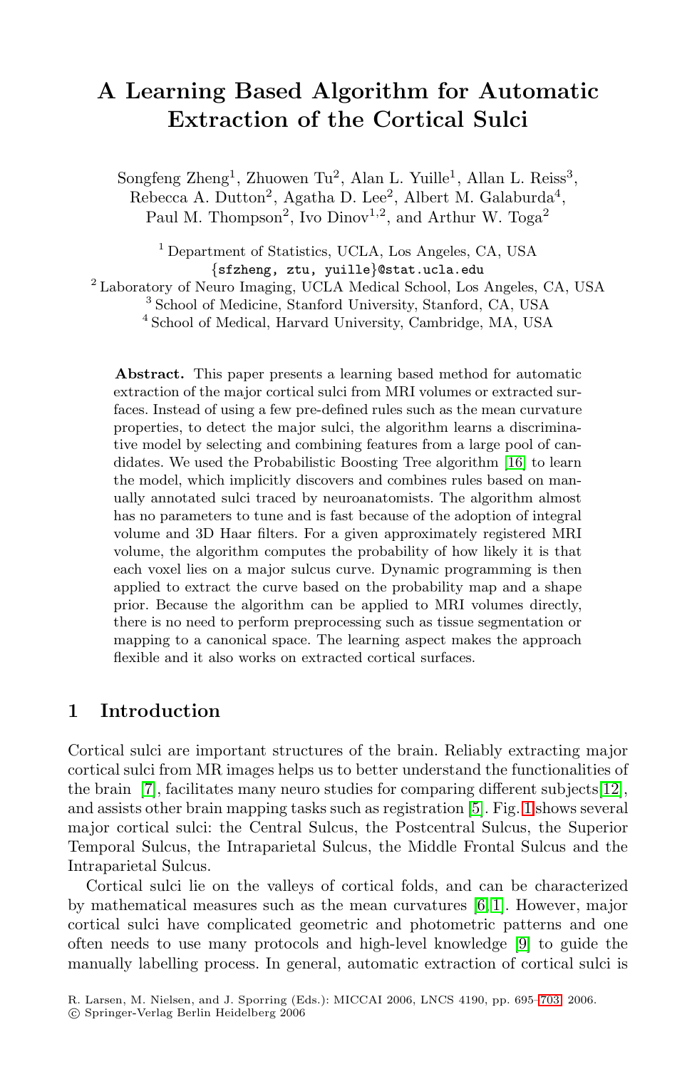# A Learning Based Algorithm for Automatic Extraction of the Cortical Sulci

Songfeng Zheng[1], Zhuowen Tu[2], Alan L. Yuille[1], Allan L. Reiss[3], Rebecca A. Dutton[2], Agatha D. Lee[2], Albert M. Galaburda[4], Paul M. Thompson[2], Ivo Dinov[1,2], and Arthur W. Toga[2]

[1] Department of Statistics, UCLA, Los Angeles, CA, USA
{sfzheng, ztu, yuille}@stat.ucla.edu
[2] Laboratory of Neuro Imaging, UCLA Medical School, Los Angeles, CA, USA
[3] School of Medicine, Stanford University, Stanford, CA, USA
[4] School of Medical, Harvard University, Cambridge, MA, USA

**Abstract.** This paper presents a learning based method for automatic extraction of the major cortical sulci from MRI volumes or extracted surfaces. Instead of using a few pre-defined rules such as the mean curvature properties, to detect the major sulci, the algorithm learns a discriminative model by selecting and combining features from a large pool of candidates. We used the Probabilistic Boosting Tree algorithm [16] to learn the model, which implicitly discovers and combines rules based on manually annotated sulci traced by neuroanatomists. The algorithm almost has no parameters to tune and is fast because of the adoption of integral volume and 3D Haar filters. For a given approximately registered MRI volume, the algorithm computes the probability of how likely it is that each voxel lies on a major sulcus curve. Dynamic programming is then applied to extract the curve based on the probability map and a shape prior. Because the algorithm can be applied to MRI volumes directly, there is no need to perform preprocessing such as tissue segmentation or mapping to a canonical space. The learning aspect makes the approach flexible and it also works on extracted cortical surfaces.

## 1 Introduction

Cortical sulci are important structures of the brain. Reliably extracting major cortical sulci from MR images helps us to better understand the functionalities of the brain [7], facilitates many neuro studies for comparing different subjects[12], and assists other brain mapping tasks such as registration [5]. Fig. 1 shows several major cortical sulci: the Central Sulcus, the Postcentral Sulcus, the Superior Temporal Sulcus, the Intraparietal Sulcus, the Middle Frontal Sulcus and the Intraparietal Sulcus.

Cortical sulci lie on the valleys of cortical folds, and can be characterized by mathematical measures such as the mean curvatures [6,1]. However, major cortical sulci have complicated geometric and photometric patterns and one often needs to use many protocols and high-level knowledge [9] to guide the manually labelling process. In general, automatic extraction of cortical sulci is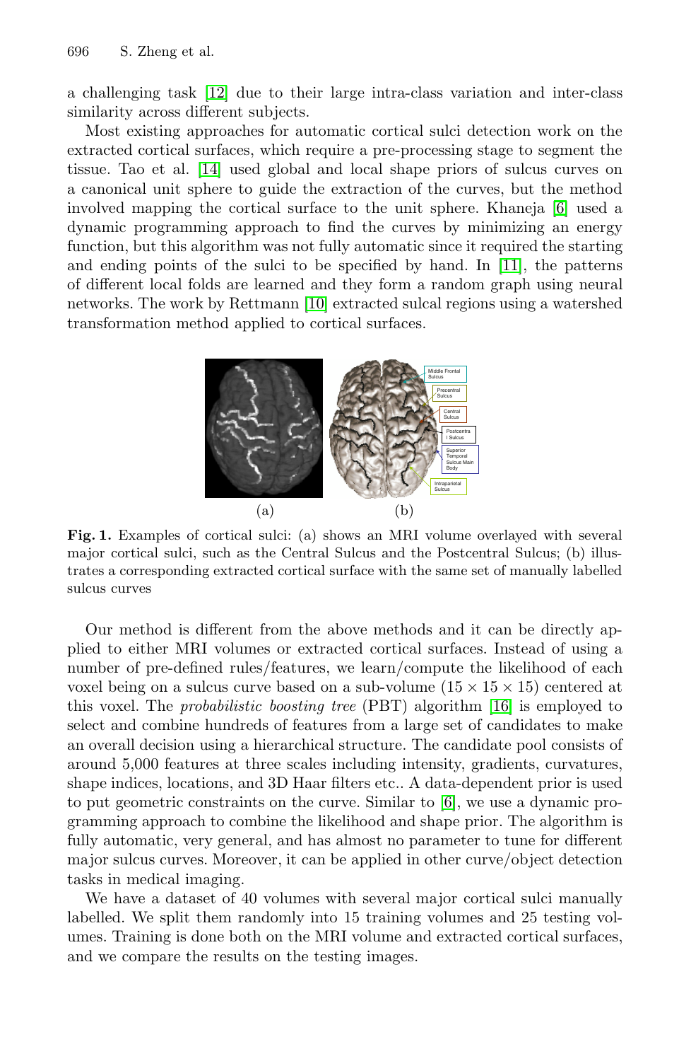a challenging task [12] due to their large intra-class variation and inter-class similarity across different subjects.

Most existing approaches for automatic cortical sulci detection work on the extracted cortical surfaces, which require a pre-processing stage to segment the tissue. Tao et al. [14] used global and local shape priors of sulcus curves on a canonical unit sphere to guide the extraction of the curves, but the method involved mapping the cortical surface to the unit sphere. Khaneja [6] used a dynamic programming approach to find the curves by minimizing an energy function, but this algorithm was not fully automatic since it required the starting and ending points of the sulci to be specified by hand. In [11], the patterns of different local folds are learned and they form a random graph using neural networks. The work by Rettmann [10] extracted sulcal regions using a watershed transformation method applied to cortical surfaces.

**Fig. 1.** Examples of cortical sulci: (a) shows an MRI volume overlayed with several major cortical sulci, such as the Central Sulcus and the Postcentral Sulcus; (b) illustrates a corresponding extracted cortical surface with the same set of manually labelled sulcus curves

Our method is different from the above methods and it can be directly applied to either MRI volumes or extracted cortical surfaces. Instead of using a number of pre-defined rules/features, we learn/compute the likelihood of each voxel being on a sulcus curve based on a sub-volume ($15 \times 15 \times 15$) centered at this voxel. The *probabilistic boosting tree* (PBT) algorithm [16] is employed to select and combine hundreds of features from a large set of candidates to make an overall decision using a hierarchical structure. The candidate pool consists of around 5,000 features at three scales including intensity, gradients, curvatures, shape indices, locations, and 3D Haar filters etc.. A data-dependent prior is used to put geometric constraints on the curve. Similar to [6], we use a dynamic programming approach to combine the likelihood and shape prior. The algorithm is fully automatic, very general, and has almost no parameter to tune for different major sulcus curves. Moreover, it can be applied in other curve/object detection tasks in medical imaging.

We have a dataset of 40 volumes with several major cortical sulci manually labelled. We split them randomly into 15 training volumes and 25 testing volumes. Training is done both on the MRI volume and extracted cortical surfaces, and we compare the results on the testing images.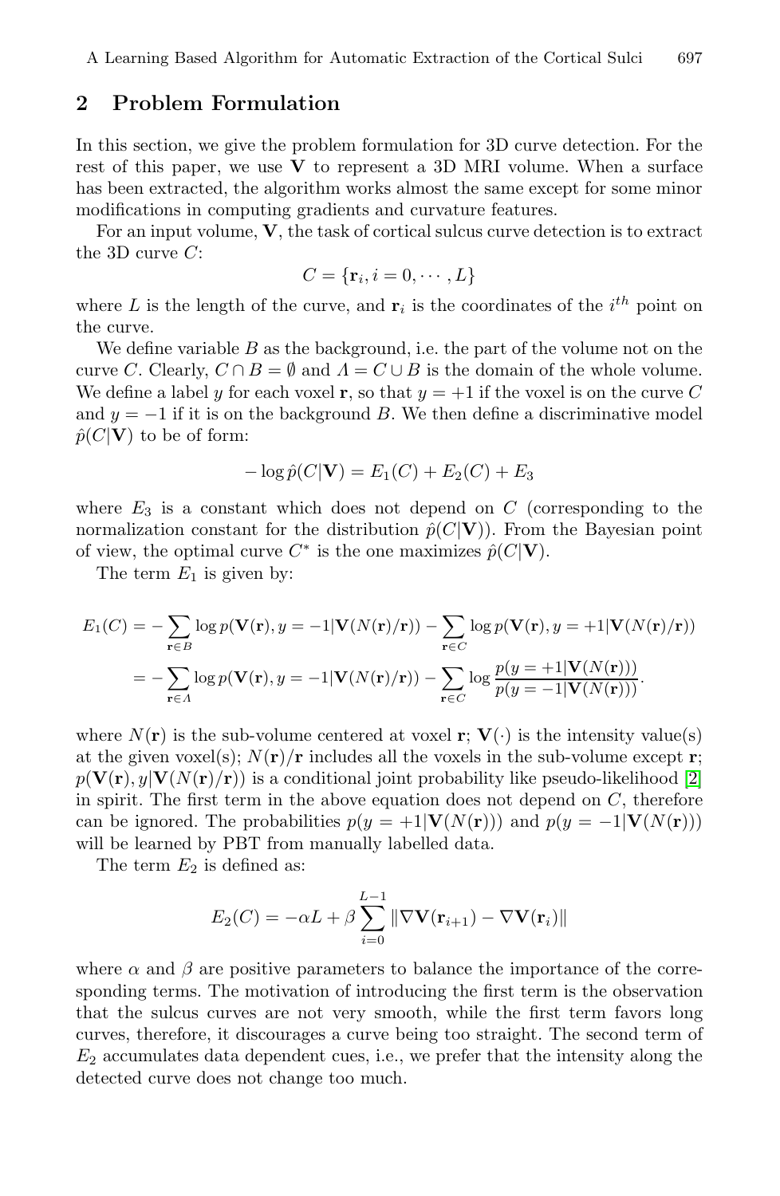## 2 Problem Formulation

In this section, we give the problem formulation for 3D curve detection. For the rest of this paper, we use $\mathbf{V}$ to represent a 3D MRI volume. When a surface has been extracted, the algorithm works almost the same except for some minor modifications in computing gradients and curvature features.

For an input volume, $\mathbf{V}$, the task of cortical sulcus curve detection is to extract the 3D curve $C$:

$$C = \{\mathbf{r}_i, i = 0, \cdots, L\}$$

where $L$ is the length of the curve, and $\mathbf{r}_i$ is the coordinates of the $i^{th}$ point on the curve.

We define variable $B$ as the background, i.e. the part of the volume not on the curve $C$. Clearly, $C \cap B = \emptyset$ and $\Lambda = C \cup B$ is the domain of the whole volume. We define a label $y$ for each voxel $\mathbf{r}$, so that $y = +1$ if the voxel is on the curve $C$ and $y = -1$ if it is on the background $B$. We then define a discriminative model $\hat{p}(C|\mathbf{V})$ to be of form:

$$-\log \hat{p}(C|\mathbf{V}) = E_1(C) + E_2(C) + E_3$$

where $E_3$ is a constant which does not depend on $C$ (corresponding to the normalization constant for the distribution $\hat{p}(C|\mathbf{V})$). From the Bayesian point of view, the optimal curve $C^*$ is the one maximizes $\hat{p}(C|\mathbf{V})$.

The term $E_1$ is given by:

$$\begin{aligned} E_1(C) &= -\sum_{\mathbf{r} \in B} \log p(\mathbf{V}(\mathbf{r}), y = -1 | \mathbf{V}(N(\mathbf{r})/\mathbf{r})) - \sum_{\mathbf{r} \in C} \log p(\mathbf{V}(\mathbf{r}), y = +1 | \mathbf{V}(N(\mathbf{r})/\mathbf{r})) \\ &= -\sum_{\mathbf{r} \in \Lambda} \log p(\mathbf{V}(\mathbf{r}), y = -1 | \mathbf{V}(N(\mathbf{r})/\mathbf{r})) - \sum_{\mathbf{r} \in C} \log \frac{p(y = +1 | \mathbf{V}(N(\mathbf{r})))}{p(y = -1 | \mathbf{V}(N(\mathbf{r})))}. \end{aligned}$$

where $N(\mathbf{r})$ is the sub-volume centered at voxel $\mathbf{r}$; $\mathbf{V}(\cdot)$ is the intensity value(s) at the given voxel(s); $N(\mathbf{r})/\mathbf{r}$ includes all the voxels in the sub-volume except $\mathbf{r}$; $p(\mathbf{V}(\mathbf{r}), y | \mathbf{V}(N(\mathbf{r})/\mathbf{r}))$ is a conditional joint probability like pseudo-likelihood [2] in spirit. The first term in the above equation does not depend on $C$, therefore can be ignored. The probabilities $p(y = +1 | \mathbf{V}(N(\mathbf{r})))$ and $p(y = -1 | \mathbf{V}(N(\mathbf{r})))$ will be learned by PBT from manually labelled data.

The term $E_2$ is defined as:

$$E_2(C) = -\alpha L + \beta \sum_{i=0}^{L-1} \|\nabla \mathbf{V}(\mathbf{r}_{i+1}) - \nabla \mathbf{V}(\mathbf{r}_i)\|$$

where $\alpha$ and $\beta$ are positive parameters to balance the importance of the corresponding terms. The motivation of introducing the first term is the observation that the sulcus curves are not very smooth, while the first term favors long curves, therefore, it discourages a curve being too straight. The second term of $E_2$ accumulates data dependent cues, i.e., we prefer that the intensity along the detected curve does not change too much.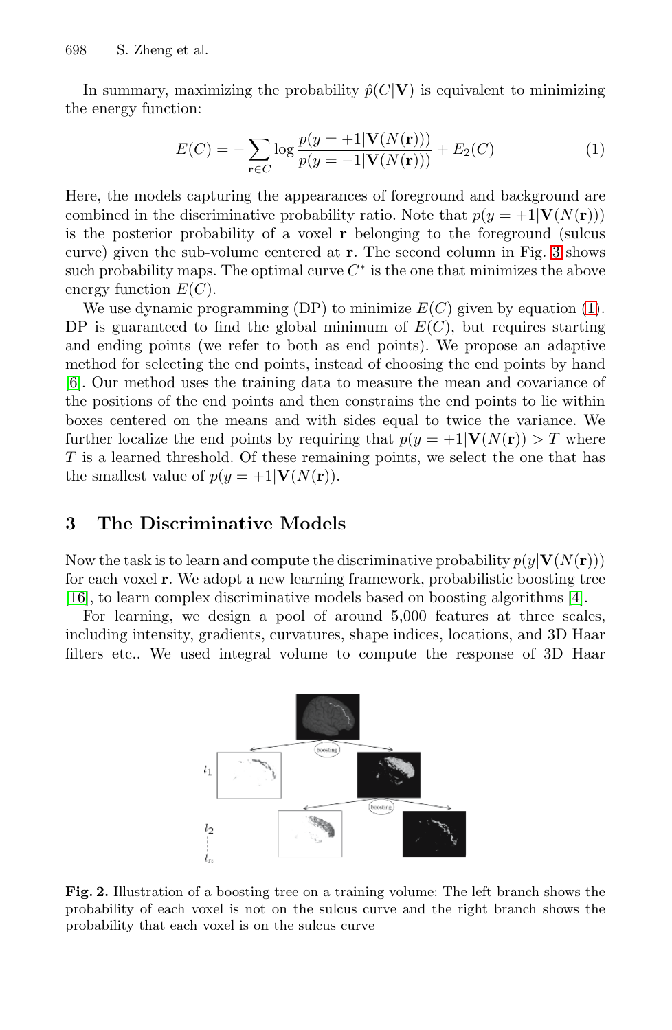In summary, maximizing the probability $\hat{p}(C|\mathbf{V})$ is equivalent to minimizing the energy function:

$$E(C) = -\sum_{\mathbf{r} \in C} \log \frac{p(y = +1|\mathbf{V}(N(\mathbf{r})))}{p(y = -1|\mathbf{V}(N(\mathbf{r})))} + E_2(C) \qquad (1)$$

Here, the models capturing the appearances of foreground and background are combined in the discriminative probability ratio. Note that $p(y = +1|\mathbf{V}(N(\mathbf{r})))$ is the posterior probability of a voxel $\mathbf{r}$ belonging to the foreground (sulcus curve) given the sub-volume centered at $\mathbf{r}$. The second column in Fig. 3 shows such probability maps. The optimal curve $C^*$ is the one that minimizes the above energy function $E(C)$.

We use dynamic programming (DP) to minimize $E(C)$ given by equation (1). DP is guaranteed to find the global minimum of $E(C)$, but requires starting and ending points (we refer to both as end points). We propose an adaptive method for selecting the end points, instead of choosing the end points by hand [6]. Our method uses the training data to measure the mean and covariance of the positions of the end points and then constrains the end points to lie within boxes centered on the means and with sides equal to twice the variance. We further localize the end points by requiring that $p(y = +1|\mathbf{V}(N(\mathbf{r})) > T$ where $T$ is a learned threshold. Of these remaining points, we select the one that has the smallest value of $p(y = +1|\mathbf{V}(N(\mathbf{r}))$.

## 3 The Discriminative Models

Now the task is to learn and compute the discriminative probability $p(y|\mathbf{V}(N(\mathbf{r})))$ for each voxel $\mathbf{r}$. We adopt a new learning framework, probabilistic boosting tree [16], to learn complex discriminative models based on boosting algorithms [4].

For learning, we design a pool of around 5,000 features at three scales, including intensity, gradients, curvatures, shape indices, locations, and 3D Haar filters etc.. We used integral volume to compute the response of 3D Haar

**Fig. 2.** Illustration of a boosting tree on a training volume: The left branch shows the probability of each voxel is not on the sulcus curve and the right branch shows the probability that each voxel is on the sulcus curve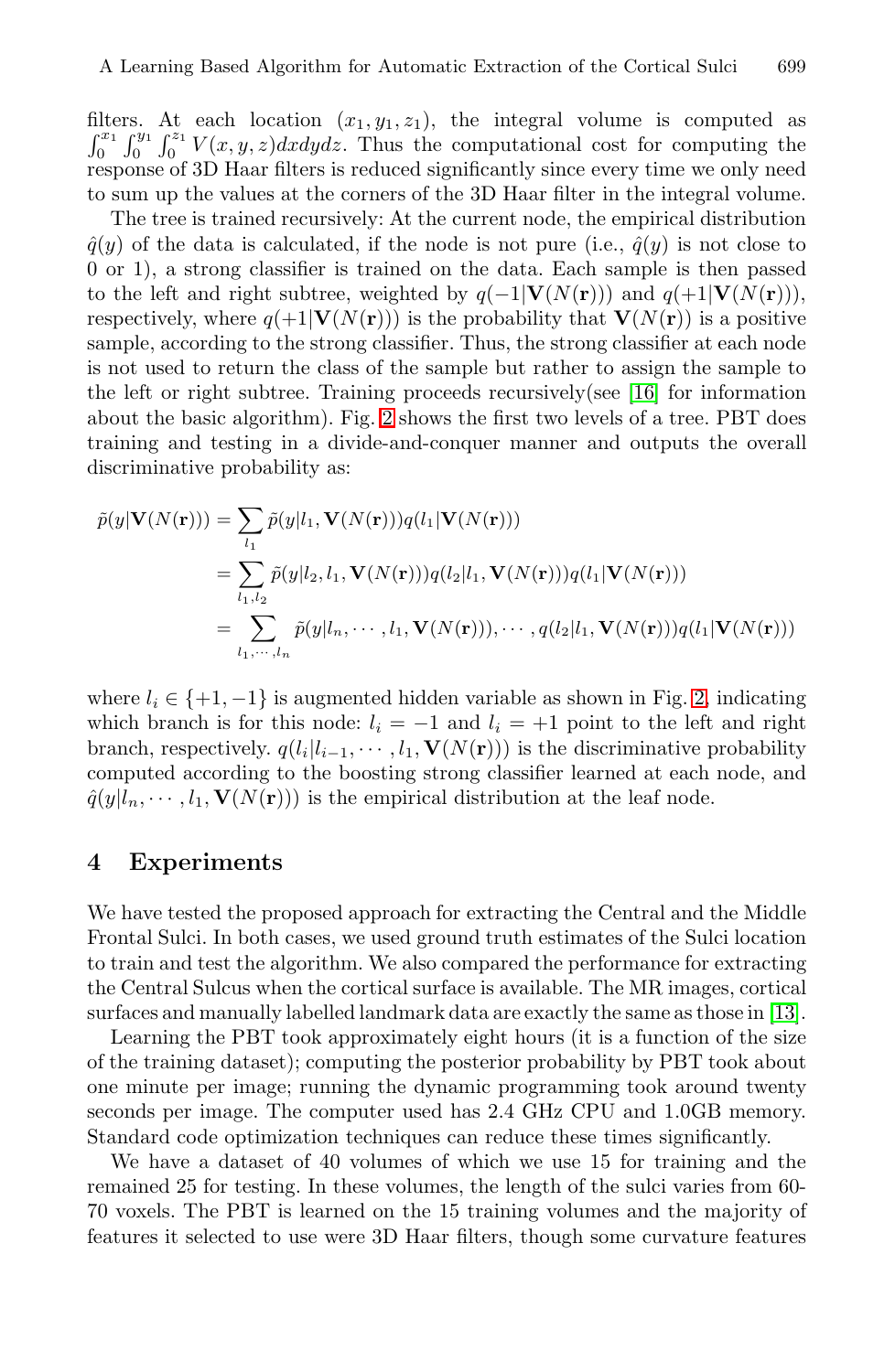filters. At each location $(x_1, y_1, z_1)$, the integral volume is computed as $\int_0^{x_1}\int_0^{y_1}\int_0^{z_1} V(x,y,z)dxdydz$. Thus the computational cost for computing the response of 3D Haar filters is reduced significantly since every time we only need to sum up the values at the corners of the 3D Haar filter in the integral volume.

The tree is trained recursively: At the current node, the empirical distribution $\hat{q}(y)$ of the data is calculated, if the node is not pure (i.e., $\hat{q}(y)$ is not close to 0 or 1), a strong classifier is trained on the data. Each sample is then passed to the left and right subtree, weighted by $q(-1|\mathbf{V}(N(\mathbf{r})))$ and $q(+1|\mathbf{V}(N(\mathbf{r})))$, respectively, where $q(+1|\mathbf{V}(N(\mathbf{r})))$ is the probability that $\mathbf{V}(N(\mathbf{r}))$ is a positive sample, according to the strong classifier. Thus, the strong classifier at each node is not used to return the class of the sample but rather to assign the sample to the left or right subtree. Training proceeds recursively(see [16] for information about the basic algorithm). Fig. 2 shows the first two levels of a tree. PBT does training and testing in a divide-and-conquer manner and outputs the overall discriminative probability as:

$$
\begin{aligned}
\tilde{p}(y|\mathbf{V}(N(\mathbf{r}))) &= \sum_{l_1} \tilde{p}(y|l_1, \mathbf{V}(N(\mathbf{r})))q(l_1|\mathbf{V}(N(\mathbf{r}))) \\
&= \sum_{l_1,l_2} \tilde{p}(y|l_2, l_1, \mathbf{V}(N(\mathbf{r})))q(l_2|l_1, \mathbf{V}(N(\mathbf{r})))q(l_1|\mathbf{V}(N(\mathbf{r}))) \\
&= \sum_{l_1,\cdots,l_n} \tilde{p}(y|l_n, \cdots, l_1, \mathbf{V}(N(\mathbf{r}))), \cdots, q(l_2|l_1, \mathbf{V}(N(\mathbf{r})))q(l_1|\mathbf{V}(N(\mathbf{r})))
\end{aligned}
$$

where $l_i \in \{+1, -1\}$ is augmented hidden variable as shown in Fig. 2, indicating which branch is for this node: $l_i = -1$ and $l_i = +1$ point to the left and right branch, respectively. $q(l_i|l_{i-1}, \cdots, l_1, \mathbf{V}(N(\mathbf{r})))$ is the discriminative probability computed according to the boosting strong classifier learned at each node, and $\hat{q}(y|l_n, \cdots, l_1, \mathbf{V}(N(\mathbf{r})))$ is the empirical distribution at the leaf node.

## 4 Experiments

We have tested the proposed approach for extracting the Central and the Middle Frontal Sulci. In both cases, we used ground truth estimates of the Sulci location to train and test the algorithm. We also compared the performance for extracting the Central Sulcus when the cortical surface is available. The MR images, cortical surfaces and manually labelled landmark data are exactly the same as those in [13].

Learning the PBT took approximately eight hours (it is a function of the size of the training dataset); computing the posterior probability by PBT took about one minute per image; running the dynamic programming took around twenty seconds per image. The computer used has 2.4 GHz CPU and 1.0GB memory. Standard code optimization techniques can reduce these times significantly.

We have a dataset of 40 volumes of which we use 15 for training and the remained 25 for testing. In these volumes, the length of the sulci varies from 60-70 voxels. The PBT is learned on the 15 training volumes and the majority of features it selected to use were 3D Haar filters, though some curvature features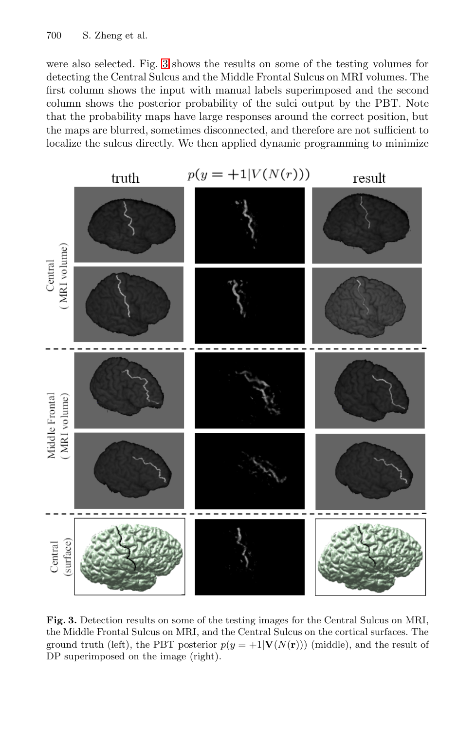were also selected. Fig. 3 shows the results on some of the testing volumes for detecting the Central Sulcus and the Middle Frontal Sulcus on MRI volumes. The first column shows the input with manual labels superimposed and the second column shows the posterior probability of the sulci output by the PBT. Note that the probability maps have large responses around the correct position, but the maps are blurred, sometimes disconnected, and therefore are not sufficient to localize the sulcus directly. We then applied dynamic programming to minimize

**Fig. 3.** Detection results on some of the testing images for the Central Sulcus on MRI, the Middle Frontal Sulcus on MRI, and the Central Sulcus on the cortical surfaces. The ground truth (left), the PBT posterior $p(y = +1|\mathbf{V}(N(\mathbf{r})))$ (middle), and the result of DP superimposed on the image (right).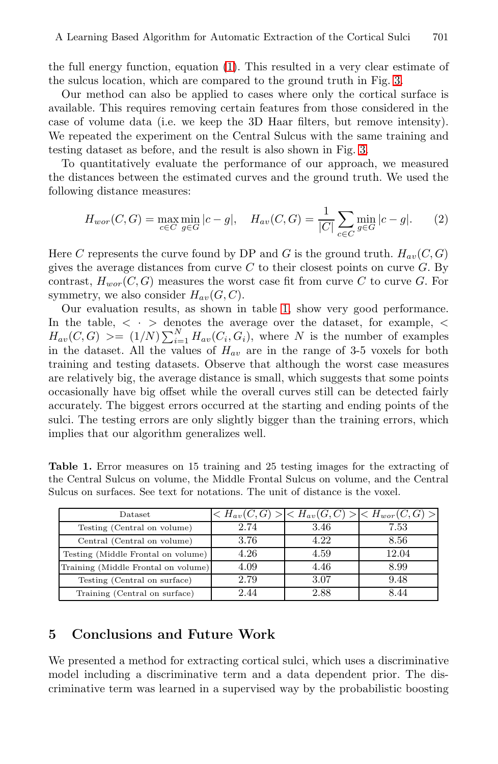the full energy function, equation (1). This resulted in a very clear estimate of the sulcus location, which are compared to the ground truth in Fig. 3.

Our method can also be applied to cases where only the cortical surface is available. This requires removing certain features from those considered in the case of volume data (i.e. we keep the 3D Haar filters, but remove intensity). We repeated the experiment on the Central Sulcus with the same training and testing dataset as before, and the result is also shown in Fig. 3.

To quantitatively evaluate the performance of our approach, we measured the distances between the estimated curves and the ground truth. We used the following distance measures:

$$H_{wor}(C,G) = \max_{c \in C} \min_{g \in G} |c - g|, \quad H_{av}(C,G) = \frac{1}{|C|} \sum_{c \in C} \min_{g \in G} |c - g|. \tag{2}$$

Here $C$ represents the curve found by DP and $G$ is the ground truth. $H_{av}(C,G)$ gives the average distances from curve $C$ to their closest points on curve $G$. By contrast, $H_{wor}(C,G)$ measures the worst case fit from curve $C$ to curve $G$. For symmetry, we also consider $H_{av}(G,C)$.

Our evaluation results, as shown in table 1, show very good performance. In the table, $< \cdot >$ denotes the average over the dataset, for example, $< H_{av}(C,G) >= (1/N)\sum_{i=1}^{N} H_{av}(C_i, G_i)$, where $N$ is the number of examples in the dataset. All the values of $H_{av}$ are in the range of 3-5 voxels for both training and testing datasets. Observe that although the worst case measures are relatively big, the average distance is small, which suggests that some points occasionally have big offset while the overall curves still can be detected fairly accurately. The biggest errors occurred at the starting and ending points of the sulci. The testing errors are only slightly bigger than the training errors, which implies that our algorithm generalizes well.

**Table 1.** Error measures on 15 training and 25 testing images for the extracting of the Central Sulcus on volume, the Middle Frontal Sulcus on volume, and the Central Sulcus on surfaces. See text for notations. The unit of distance is the voxel.

| Dataset | $< H_{av}(C,G) >$ | $< H_{av}(G,C) >$ | $< H_{wor}(C,G) >$ |
|---|---|---|---|
| Testing (Central on volume) | 2.74 | 3.46 | 7.53 |
| Central (Central on volume) | 3.76 | 4.22 | 8.56 |
| Testing (Middle Frontal on volume) | 4.26 | 4.59 | 12.04 |
| Training (Middle Frontal on volume) | 4.09 | 4.46 | 8.99 |
| Testing (Central on surface) | 2.79 | 3.07 | 9.48 |
| Training (Central on surface) | 2.44 | 2.88 | 8.44 |

## 5 Conclusions and Future Work

We presented a method for extracting cortical sulci, which uses a discriminative model including a discriminative term and a data dependent prior. The discriminative term was learned in a supervised way by the probabilistic boosting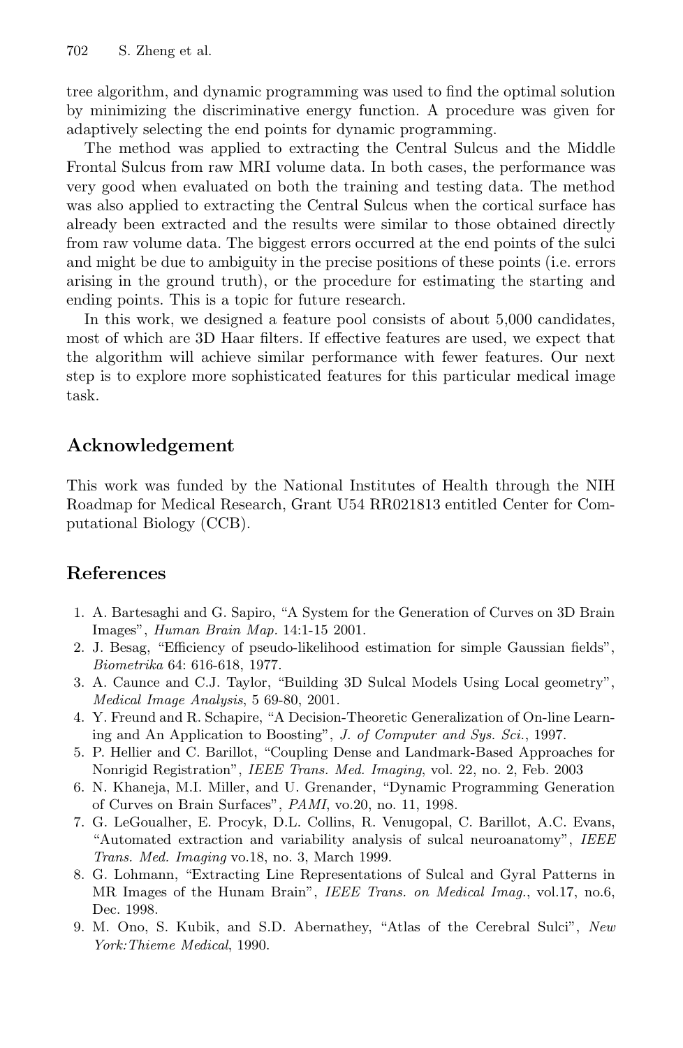tree algorithm, and dynamic programming was used to find the optimal solution by minimizing the discriminative energy function. A procedure was given for adaptively selecting the end points for dynamic programming.

The method was applied to extracting the Central Sulcus and the Middle Frontal Sulcus from raw MRI volume data. In both cases, the performance was very good when evaluated on both the training and testing data. The method was also applied to extracting the Central Sulcus when the cortical surface has already been extracted and the results were similar to those obtained directly from raw volume data. The biggest errors occurred at the end points of the sulci and might be due to ambiguity in the precise positions of these points (i.e. errors arising in the ground truth), or the procedure for estimating the starting and ending points. This is a topic for future research.

In this work, we designed a feature pool consists of about 5,000 candidates, most of which are 3D Haar filters. If effective features are used, we expect that the algorithm will achieve similar performance with fewer features. Our next step is to explore more sophisticated features for this particular medical image task.

## Acknowledgement

This work was funded by the National Institutes of Health through the NIH Roadmap for Medical Research, Grant U54 RR021813 entitled Center for Computational Biology (CCB).

## References

1. A. Bartesaghi and G. Sapiro, "A System for the Generation of Curves on 3D Brain Images", *Human Brain Map.* 14:1-15 2001.
2. J. Besag, "Efficiency of pseudo-likelihood estimation for simple Gaussian fields", *Biometrika* 64: 616-618, 1977.
3. A. Caunce and C.J. Taylor, "Building 3D Sulcal Models Using Local geometry", *Medical Image Analysis*, 5 69-80, 2001.
4. Y. Freund and R. Schapire, "A Decision-Theoretic Generalization of On-line Learning and An Application to Boosting", *J. of Computer and Sys. Sci.*, 1997.
5. P. Hellier and C. Barillot, "Coupling Dense and Landmark-Based Approaches for Nonrigid Registration", *IEEE Trans. Med. Imaging*, vol. 22, no. 2, Feb. 2003
6. N. Khaneja, M.I. Miller, and U. Grenander, "Dynamic Programming Generation of Curves on Brain Surfaces", *PAMI*, vo.20, no. 11, 1998.
7. G. LeGoualher, E. Procyk, D.L. Collins, R. Venugopal, C. Barillot, A.C. Evans, "Automated extraction and variability analysis of sulcal neuroanatomy", *IEEE Trans. Med. Imaging* vo.18, no. 3, March 1999.
8. G. Lohmann, "Extracting Line Representations of Sulcal and Gyral Patterns in MR Images of the Hunam Brain", *IEEE Trans. on Medical Imag.*, vol.17, no.6, Dec. 1998.
9. M. Ono, S. Kubik, and S.D. Abernathey, "Atlas of the Cerebral Sulci", *New York:Thieme Medical*, 1990.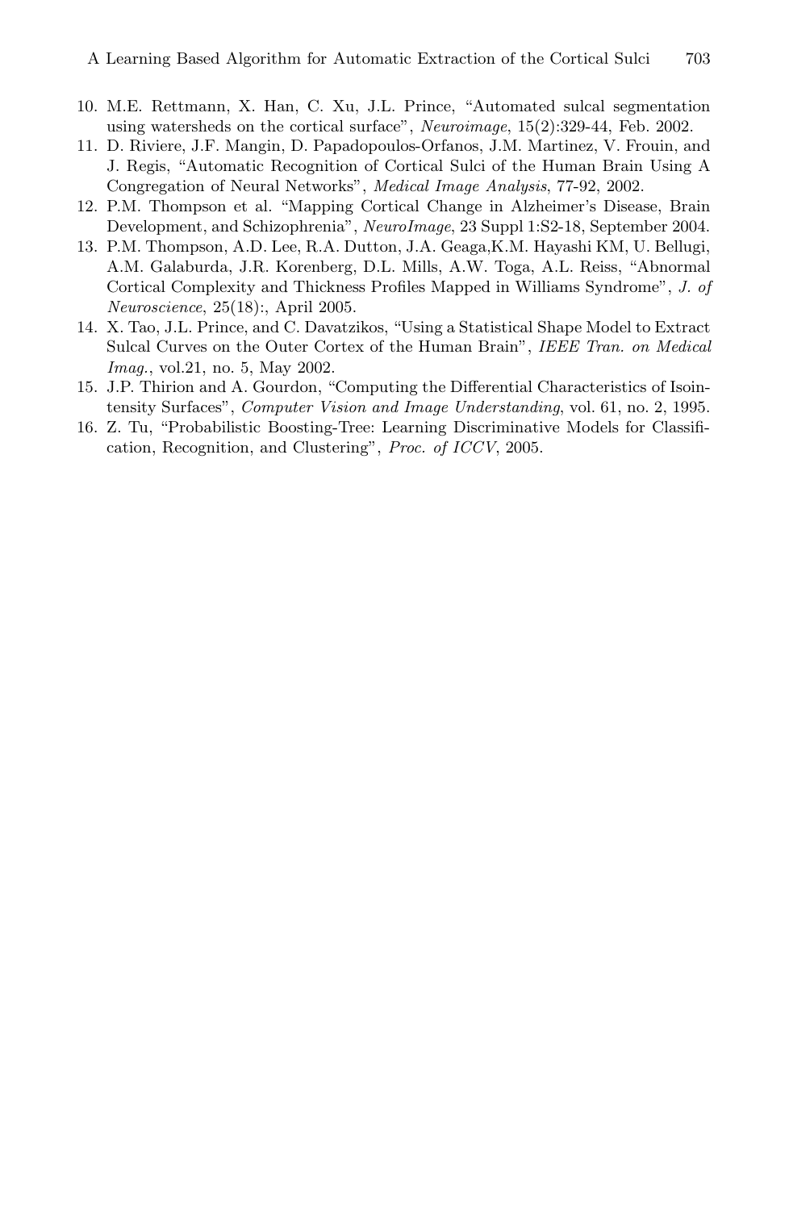10. M.E. Rettmann, X. Han, C. Xu, J.L. Prince, "Automated sulcal segmentation using watersheds on the cortical surface", *Neuroimage*, 15(2):329-44, Feb. 2002.
11. D. Riviere, J.F. Mangin, D. Papadopoulos-Orfanos, J.M. Martinez, V. Frouin, and J. Regis, "Automatic Recognition of Cortical Sulci of the Human Brain Using A Congregation of Neural Networks", *Medical Image Analysis*, 77-92, 2002.
12. P.M. Thompson et al. "Mapping Cortical Change in Alzheimer's Disease, Brain Development, and Schizophrenia", *NeuroImage*, 23 Suppl 1:S2-18, September 2004.
13. P.M. Thompson, A.D. Lee, R.A. Dutton, J.A. Geaga,K.M. Hayashi KM, U. Bellugi, A.M. Galaburda, J.R. Korenberg, D.L. Mills, A.W. Toga, A.L. Reiss, "Abnormal Cortical Complexity and Thickness Profiles Mapped in Williams Syndrome", *J. of Neuroscience*, 25(18):, April 2005.
14. X. Tao, J.L. Prince, and C. Davatzikos, "Using a Statistical Shape Model to Extract Sulcal Curves on the Outer Cortex of the Human Brain", *IEEE Tran. on Medical Imag.*, vol.21, no. 5, May 2002.
15. J.P. Thirion and A. Gourdon, "Computing the Differential Characteristics of Isointensity Surfaces", *Computer Vision and Image Understanding*, vol. 61, no. 2, 1995.
16. Z. Tu, "Probabilistic Boosting-Tree: Learning Discriminative Models for Classification, Recognition, and Clustering", *Proc. of ICCV*, 2005.